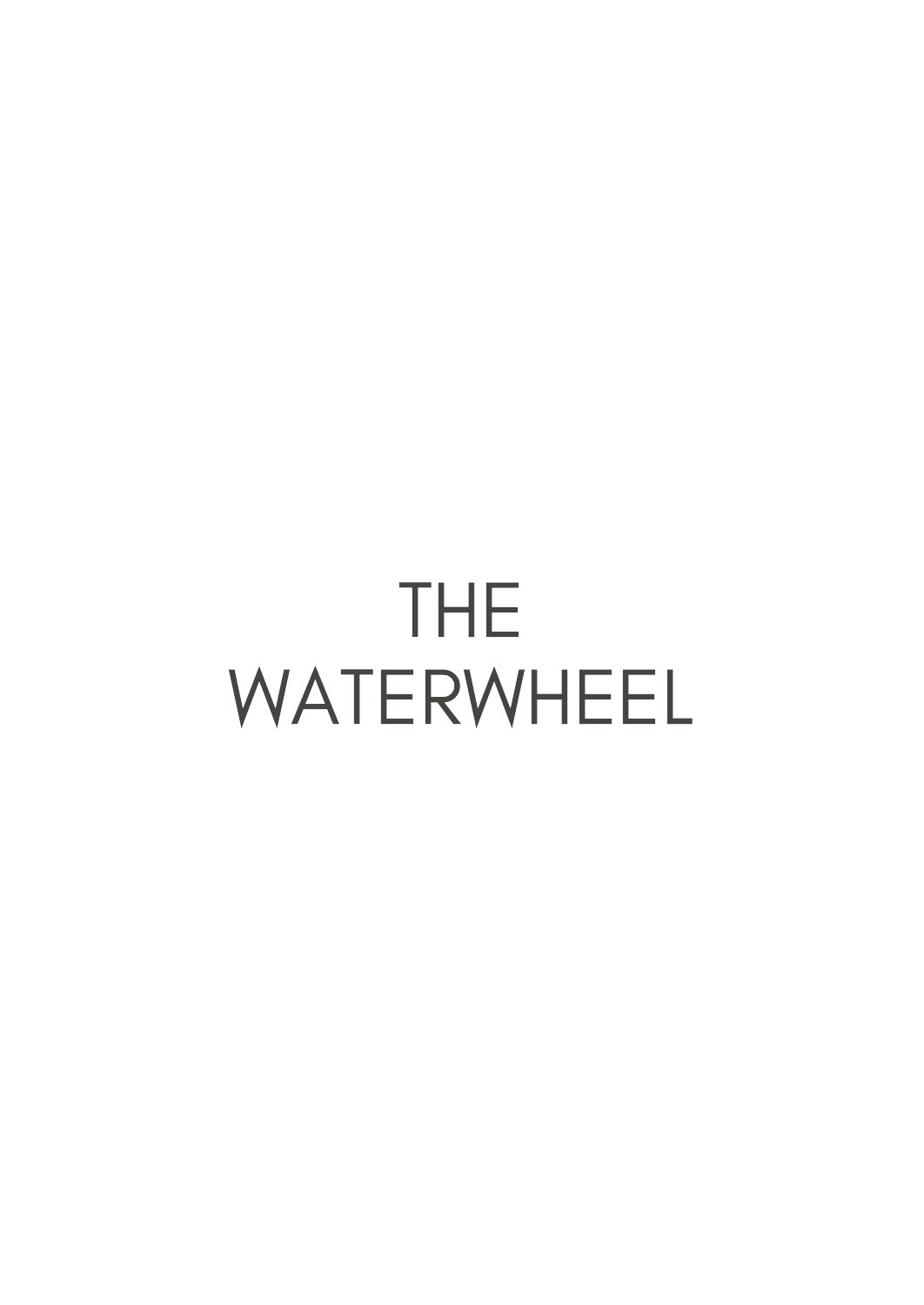# THE WATERWHEEL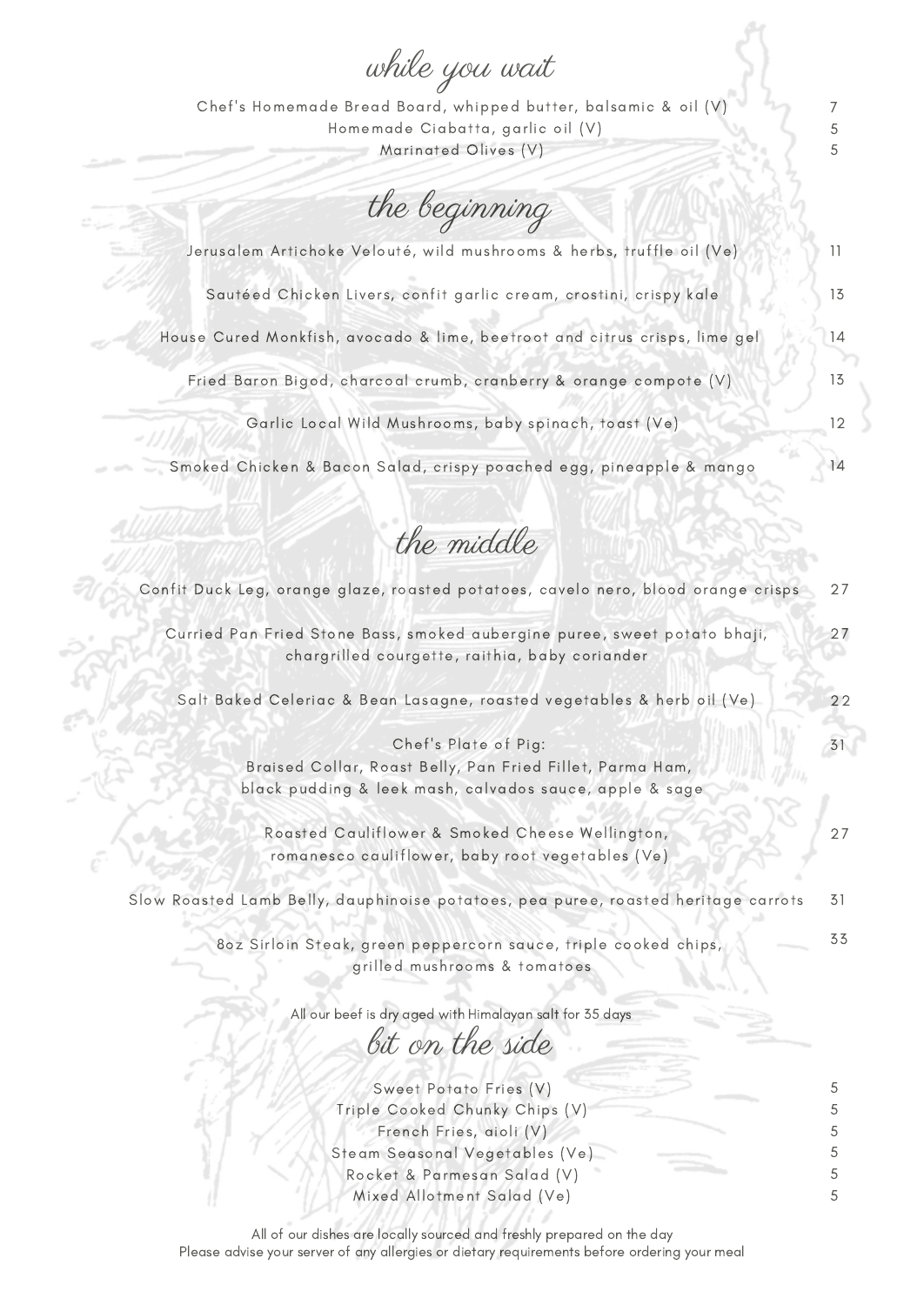## while you wait

Chef's Homemade Bread Board, whipped butter, balsamic & oil (V) 7
Homemade Ciabatta, garlic oil (V) 5
Marinated Olives (V) 5

## the beginning

Jerusalem Artichoke Velouté, wild mushrooms & herbs, truffle oil (Ve) 11

Sautéed Chicken Livers, confit garlic cream, crostini, crispy kale 13

House Cured Monkfish, avocado & lime, beetroot and citrus crisps, lime gel 14

Fried Baron Bigod, charcoal crumb, cranberry & orange compote (V) 13

Garlic Local Wild Mushrooms, baby spinach, toast (Ve) 12

Smoked Chicken & Bacon Salad, crispy poached egg, pineapple & mango 14

## the middle

Confit Duck Leg, orange glaze, roasted potatoes, cavelo nero, blood orange crisps 27

Curried Pan Fried Stone Bass, smoked aubergine puree, sweet potato bhaji, chargrilled courgette, raithia, baby coriander 27

Salt Baked Celeriac & Bean Lasagne, roasted vegetables & herb oil (Ve) 22

Chef's Plate of Pig:
Braised Collar, Roast Belly, Pan Fried Fillet, Parma Ham, black pudding & leek mash, calvados sauce, apple & sage 31

Roasted Cauliflower & Smoked Cheese Wellington, romanesco cauliflower, baby root vegetables (Ve) 27

Slow Roasted Lamb Belly, dauphinoise potatoes, pea puree, roasted heritage carrots 31

8oz Sirloin Steak, green peppercorn sauce, triple cooked chips, grilled mushrooms & tomatoes 33

All our beef is dry aged with Himalayan salt for 35 days

## bit on the side

Sweet Potato Fries (V) 5
Triple Cooked Chunky Chips (V) 5
French Fries, aioli (V) 5
Steam Seasonal Vegetables (Ve) 5
Rocket & Parmesan Salad (V) 5
Mixed Allotment Salad (Ve) 5

All of our dishes are locally sourced and freshly prepared on the day
Please advise your server of any allergies or dietary requirements before ordering your meal